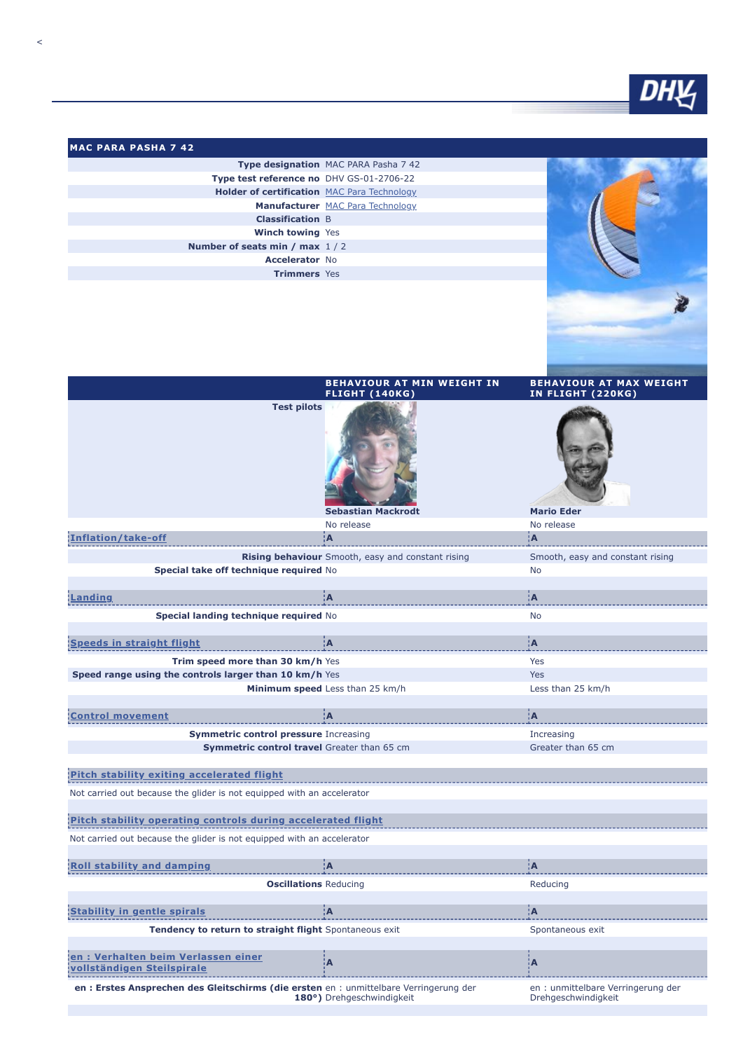## MAC PARA PASHA 7 42

| | |
|---|---|
| **Type designation** | MAC PARA Pasha 7 42 |
| **Type test reference no** | DHV GS-01-2706-22 |
| **Holder of certification** | MAC Para Technology |
| **Manufacturer** | MAC Para Technology |
| **Classification** | B |
| **Winch towing** | Yes |
| **Number of seats min / max** | 1 / 2 |
| **Accelerator** | No |
| **Trimmers** | Yes |

| | BEHAVIOUR AT MIN WEIGHT IN FLIGHT (140KG) | BEHAVIOUR AT MAX WEIGHT IN FLIGHT (220KG) |
|---|---|---|
| **Test pilots** | **Sebastian Mackrodt** | **Mario Eder** |
| | No release | No release |
| **Inflation/take-off** | A | A |
| **Rising behaviour** | Smooth, easy and constant rising | Smooth, easy and constant rising |
| **Special take off technique required** | No | No |
| **Landing** | A | A |
| **Special landing technique required** | No | No |
| **Speeds in straight flight** | A | A |
| **Trim speed more than 30 km/h** | Yes | Yes |
| **Speed range using the controls larger than 10 km/h** | Yes | Yes |
| **Minimum speed** | Less than 25 km/h | Less than 25 km/h |
| **Control movement** | A | A |
| **Symmetric control pressure** | Increasing | Increasing |
| **Symmetric control travel** | Greater than 65 cm | Greater than 65 cm |
| **Pitch stability exiting accelerated flight** | | |
| Not carried out because the glider is not equipped with an accelerator | | |
| **Pitch stability operating controls during accelerated flight** | | |
| Not carried out because the glider is not equipped with an accelerator | | |
| **Roll stability and damping** | A | A |
| **Oscillations** | Reducing | Reducing |
| **Stability in gentle spirals** | A | A |
| **Tendency to return to straight flight** | Spontaneous exit | Spontaneous exit |
| **en : Verhalten beim Verlassen einer vollständigen Steilspirale** | A | A |
| **en : Erstes Ansprechen des Gleitschirms (die ersten 180°)** | en : unmittelbare Verringerung der Drehgeschwindigkeit | en : unmittelbare Verringerung der Drehgeschwindigkeit |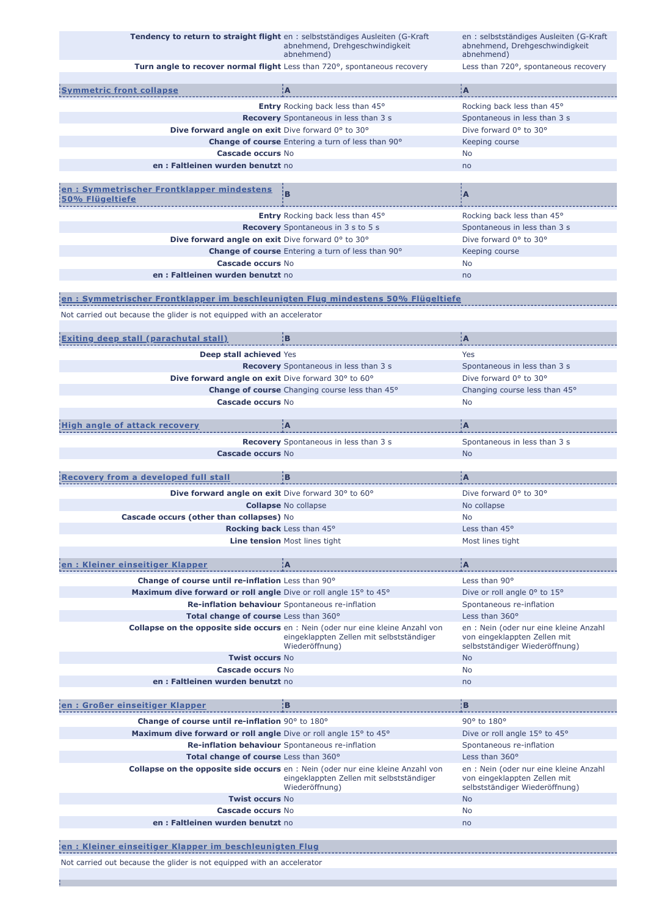| | | |
|---|---|---|
| **Tendency to return to straight flight** | en : selbstständiges Ausleiten (G-Kraft abnehmend, Drehgeschwindigkeit abnehmend) | en : selbstständiges Ausleiten (G-Kraft abnehmend, Drehgeschwindigkeit abnehmend) |
| **Turn angle to recover normal flight** | Less than 720°, spontaneous recovery | Less than 720°, spontaneous recovery |

| Symmetric front collapse | A | A |
|---|---|---|
| **Entry** | Rocking back less than 45° | Rocking back less than 45° |
| **Recovery** | Spontaneous in less than 3 s | Spontaneous in less than 3 s |
| **Dive forward angle on exit** | Dive forward 0° to 30° | Dive forward 0° to 30° |
| **Change of course** | Entering a turn of less than 90° | Keeping course |
| **Cascade occurs** | No | No |
| **en : Faltleinen wurden benutzt** | no | no |

| en : Symmetrischer Frontklapper mindestens 50% Flügeltiefe | B | A |
|---|---|---|
| **Entry** | Rocking back less than 45° | Rocking back less than 45° |
| **Recovery** | Spontaneous in 3 s to 5 s | Spontaneous in less than 3 s |
| **Dive forward angle on exit** | Dive forward 0° to 30° | Dive forward 0° to 30° |
| **Change of course** | Entering a turn of less than 90° | Keeping course |
| **Cascade occurs** | No | No |
| **en : Faltleinen wurden benutzt** | no | no |

**en : Symmetrischer Frontklapper im beschleunigten Flug mindestens 50% Flügeltiefe**

Not carried out because the glider is not equipped with an accelerator

| Exiting deep stall (parachutal stall) | B | A |
|---|---|---|
| **Deep stall achieved** | Yes | Yes |
| **Recovery** | Spontaneous in less than 3 s | Spontaneous in less than 3 s |
| **Dive forward angle on exit** | Dive forward 30° to 60° | Dive forward 0° to 30° |
| **Change of course** | Changing course less than 45° | Changing course less than 45° |
| **Cascade occurs** | No | No |

| High angle of attack recovery | A | A |
|---|---|---|
| **Recovery** | Spontaneous in less than 3 s | Spontaneous in less than 3 s |
| **Cascade occurs** | No | No |

| Recovery from a developed full stall | B | A |
|---|---|---|
| **Dive forward angle on exit** | Dive forward 30° to 60° | Dive forward 0° to 30° |
| **Collapse** | No collapse | No collapse |
| **Cascade occurs (other than collapses)** | No | No |
| **Rocking back** | Less than 45° | Less than 45° |
| **Line tension** | Most lines tight | Most lines tight |

| en : Kleiner einseitiger Klapper | A | A |
|---|---|---|
| **Change of course until re-inflation** | Less than 90° | Less than 90° |
| **Maximum dive forward or roll angle** | Dive or roll angle 15° to 45° | Dive or roll angle 0° to 15° |
| **Re-inflation behaviour** | Spontaneous re-inflation | Spontaneous re-inflation |
| **Total change of course** | Less than 360° | Less than 360° |
| **Collapse on the opposite side occurs** | en : Nein (oder nur eine kleine Anzahl von eingeklappten Zellen mit selbstständiger Wiederöffnung) | en : Nein (oder nur eine kleine Anzahl von eingeklappten Zellen mit selbstständiger Wiederöffnung) |
| **Twist occurs** | No | No |
| **Cascade occurs** | No | No |
| **en : Faltleinen wurden benutzt** | no | no |

| en : Großer einseitiger Klapper | B | B |
|---|---|---|
| **Change of course until re-inflation** | 90° to 180° | 90° to 180° |
| **Maximum dive forward or roll angle** | Dive or roll angle 15° to 45° | Dive or roll angle 15° to 45° |
| **Re-inflation behaviour** | Spontaneous re-inflation | Spontaneous re-inflation |
| **Total change of course** | Less than 360° | Less than 360° |
| **Collapse on the opposite side occurs** | en : Nein (oder nur eine kleine Anzahl von eingeklappten Zellen mit selbstständiger Wiederöffnung) | en : Nein (oder nur eine kleine Anzahl von eingeklappten Zellen mit selbstständiger Wiederöffnung) |
| **Twist occurs** | No | No |
| **Cascade occurs** | No | No |
| **en : Faltleinen wurden benutzt** | no | no |

**en : Kleiner einseitiger Klapper im beschleunigten Flug**

Not carried out because the glider is not equipped with an accelerator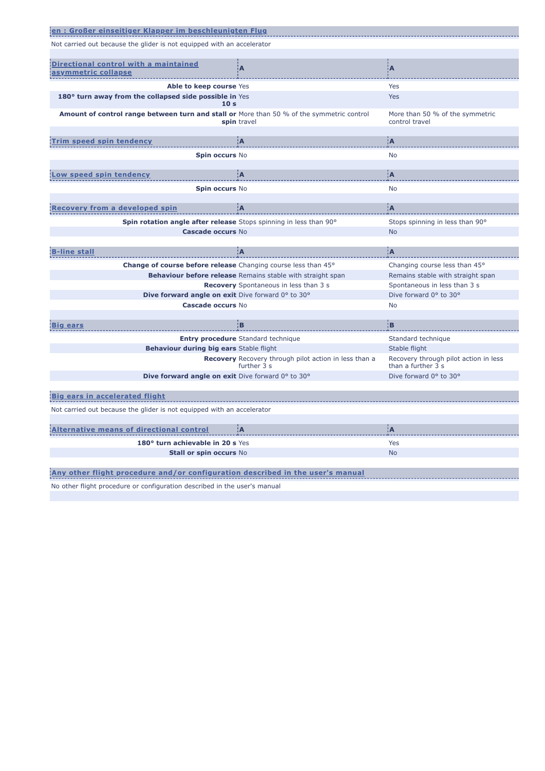| en : Großer einseitiger Klapper im beschleunigten Flug | | |
|---|---|---|
| Not carried out because the glider is not equipped with an accelerator | | |

| Directional control with a maintained asymmetric collapse | A | A |
|---|---|---|
| **Able to keep course** | Yes | Yes |
| **180° turn away from the collapsed side possible in 10 s** | Yes | Yes |
| **Amount of control range between turn and stall or spin** | More than 50 % of the symmetric control travel | More than 50 % of the symmetric control travel |

| Trim speed spin tendency | A | A |
|---|---|---|
| **Spin occurs** | No | No |

| Low speed spin tendency | A | A |
|---|---|---|
| **Spin occurs** | No | No |

| Recovery from a developed spin | A | A |
|---|---|---|
| **Spin rotation angle after release** | Stops spinning in less than 90° | Stops spinning in less than 90° |
| **Cascade occurs** | No | No |

| B-line stall | A | A |
|---|---|---|
| **Change of course before release** | Changing course less than 45° | Changing course less than 45° |
| **Behaviour before release** | Remains stable with straight span | Remains stable with straight span |
| **Recovery** | Spontaneous in less than 3 s | Spontaneous in less than 3 s |
| **Dive forward angle on exit** | Dive forward 0° to 30° | Dive forward 0° to 30° |
| **Cascade occurs** | No | No |

| Big ears | B | B |
|---|---|---|
| **Entry procedure** | Standard technique | Standard technique |
| **Behaviour during big ears** | Stable flight | Stable flight |
| **Recovery** | Recovery through pilot action in less than a further 3 s | Recovery through pilot action in less than a further 3 s |
| **Dive forward angle on exit** | Dive forward 0° to 30° | Dive forward 0° to 30° |

| Big ears in accelerated flight | | |
|---|---|---|
| Not carried out because the glider is not equipped with an accelerator | | |

| Alternative means of directional control | A | A |
|---|---|---|
| **180° turn achievable in 20 s** | Yes | Yes |
| **Stall or spin occurs** | No | No |

| Any other flight procedure and/or configuration described in the user's manual | | |
|---|---|---|
| No other flight procedure or configuration described in the user's manual | | |